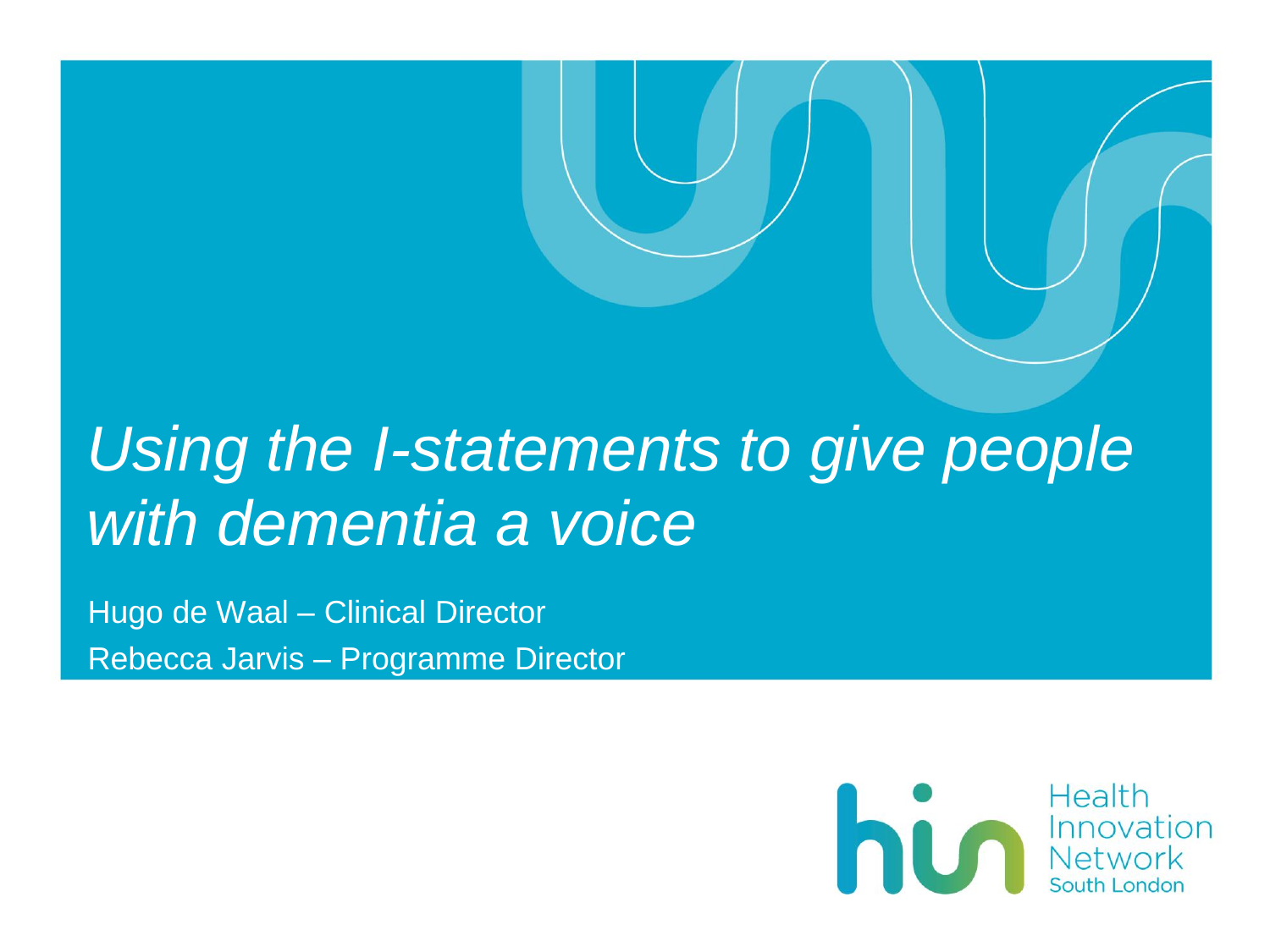# *Using the I-statements to give people with dementia a voice*

Hugo de Waal – Clinical Director

Rebecca Jarvis – Programme Director

Health Innovation Network South London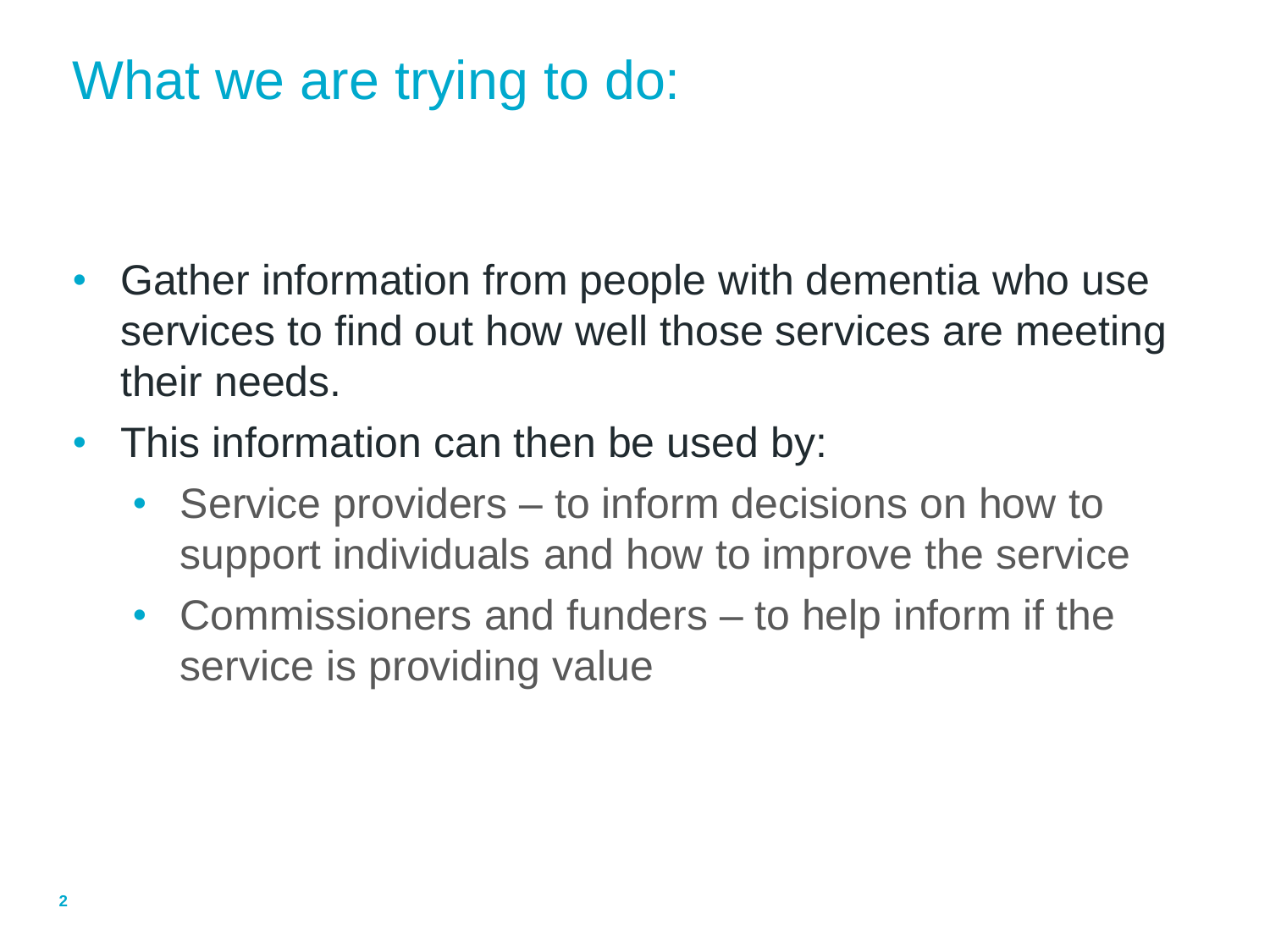# What we are trying to do:

- Gather information from people with dementia who use services to find out how well those services are meeting their needs.
- This information can then be used by:
  - Service providers – to inform decisions on how to support individuals and how to improve the service
  - Commissioners and funders – to help inform if the service is providing value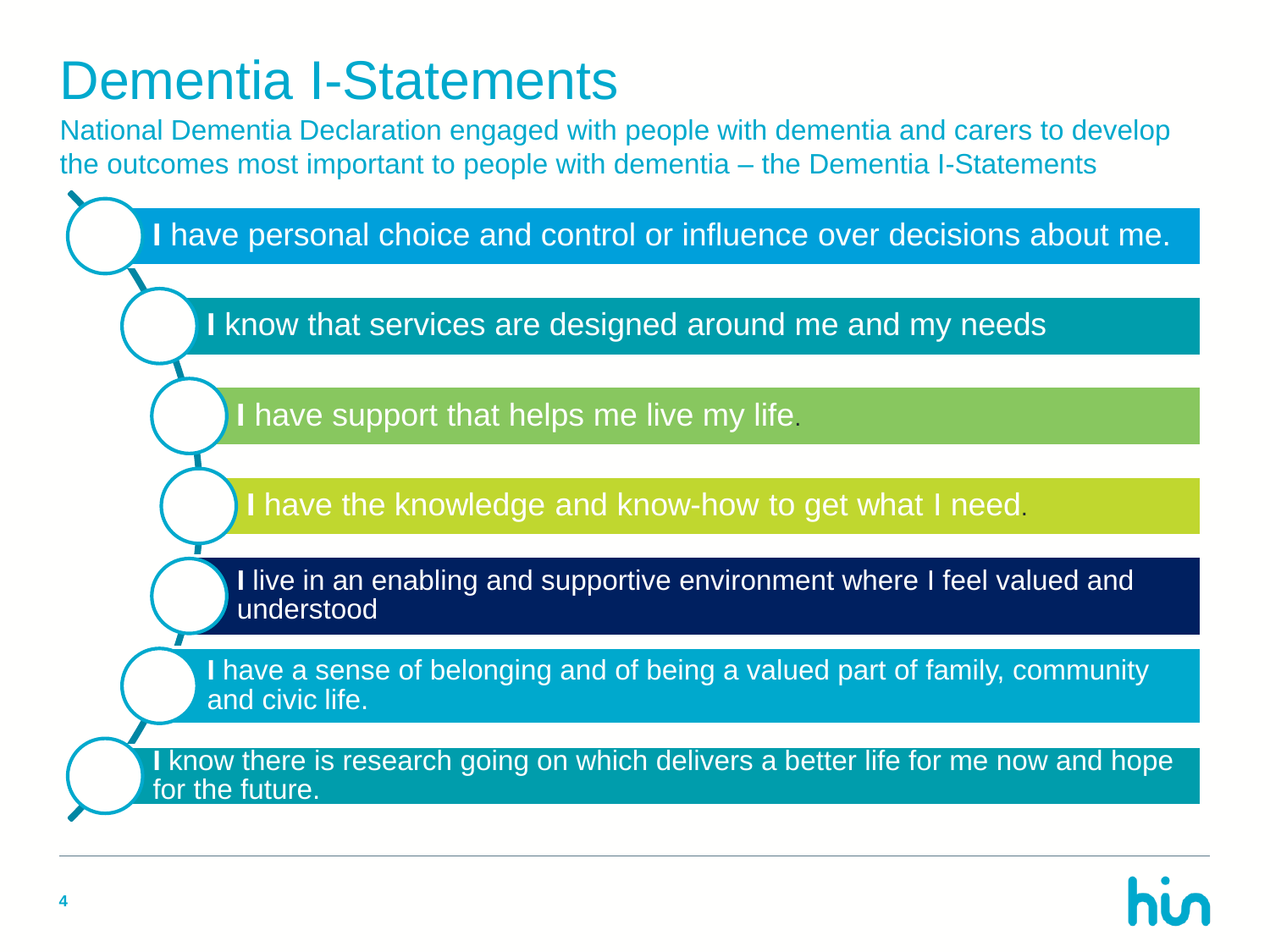# Dementia I-Statements

National Dementia Declaration engaged with people with dementia and carers to develop the outcomes most important to people with dementia – the Dementia I-Statements

- **I** have personal choice and control or influence over decisions about me.
- **I** know that services are designed around me and my needs
- **I** have support that helps me live my life.
- **I** have the knowledge and know-how to get what I need.
- **I** live in an enabling and supportive environment where I feel valued and understood
- **I** have a sense of belonging and of being a valued part of family, community and civic life.
- **I** know there is research going on which delivers a better life for me now and hope for the future.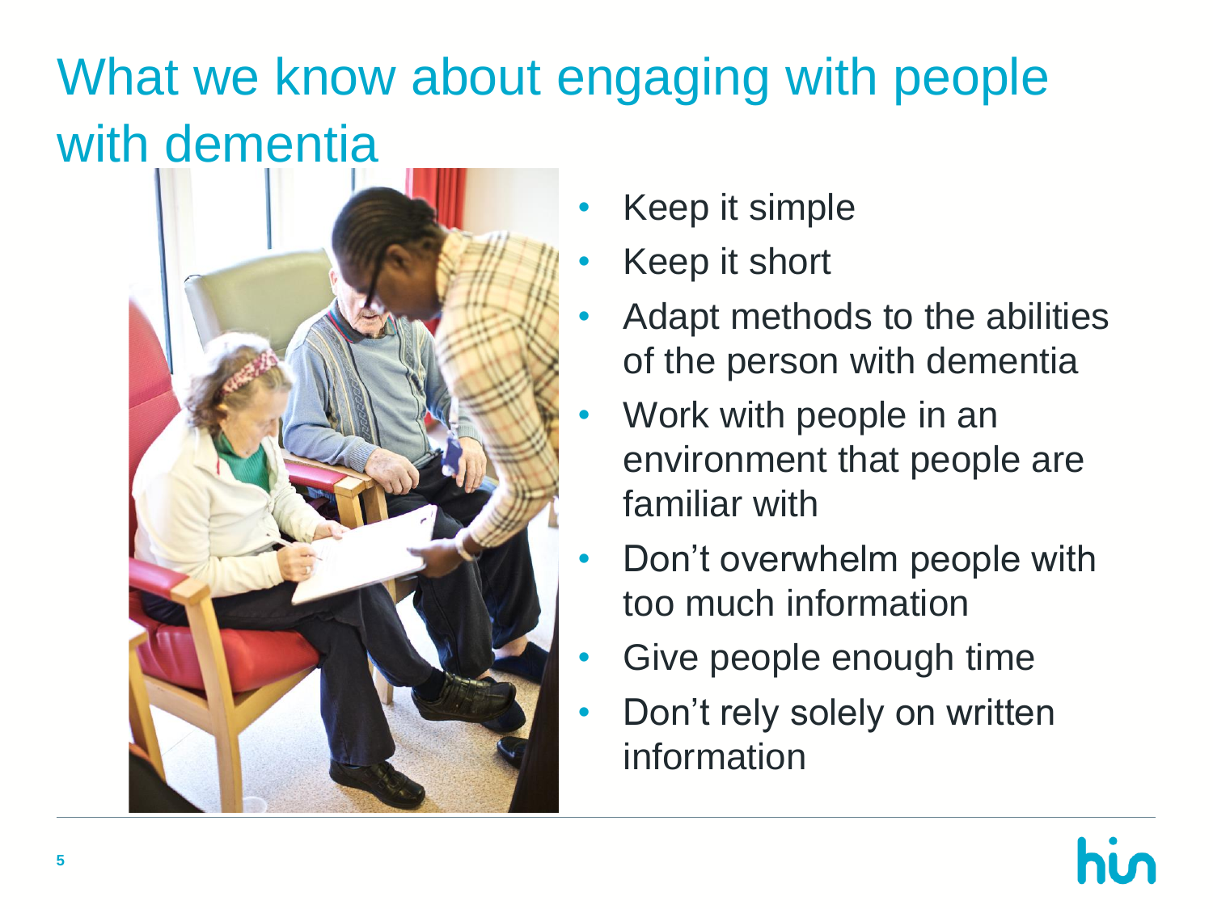# What we know about engaging with people with dementia

- Keep it simple
- Keep it short
- Adapt methods to the abilities of the person with dementia
- Work with people in an environment that people are familiar with
- Don't overwhelm people with too much information
- Give people enough time
- Don't rely solely on written information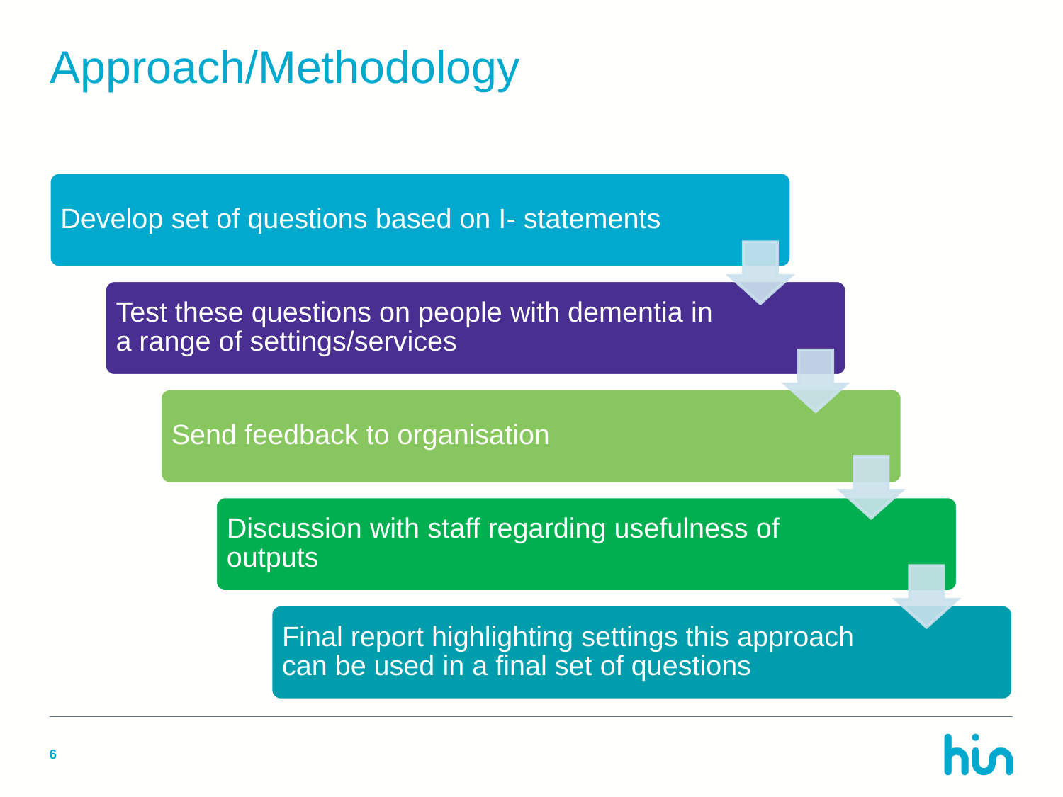# Approach/Methodology

1. Develop set of questions based on I- statements
2. Test these questions on people with dementia in a range of settings/services
3. Send feedback to organisation
4. Discussion with staff regarding usefulness of outputs
5. Final report highlighting settings this approach can be used in a final set of questions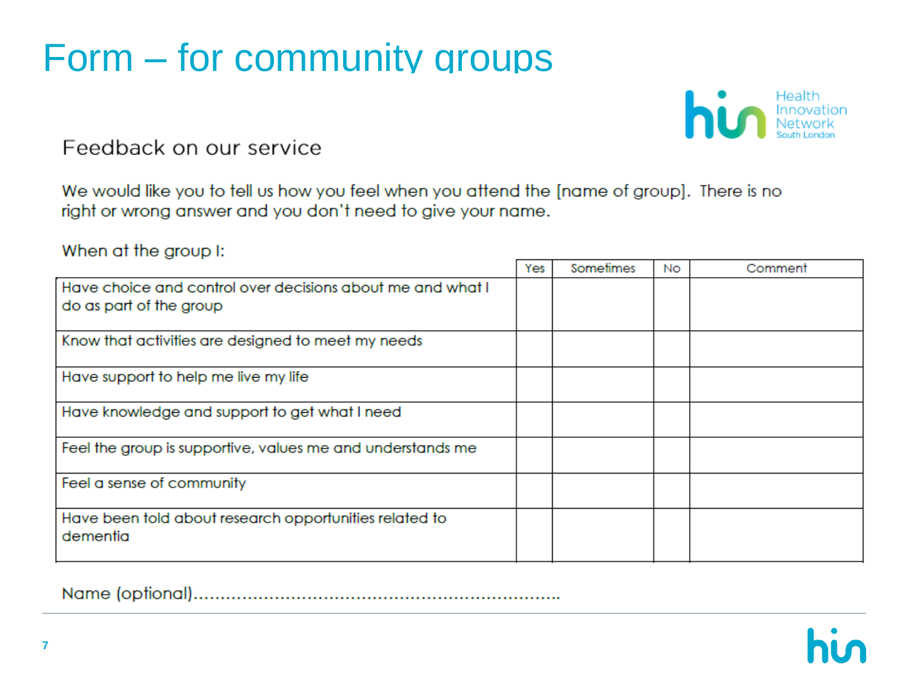# Form – for community groups

Health Innovation Network South London

## Feedback on our service

We would like you to tell us how you feel when you attend the [name of group]. There is no right or wrong answer and you don't need to give your name.

When at the group I:

| | Yes | Sometimes | No | Comment |
|---|---|---|---|---|
| Have choice and control over decisions about me and what I do as part of the group | | | | |
| Know that activities are designed to meet my needs | | | | |
| Have support to help me live my life | | | | |
| Have knowledge and support to get what I need | | | | |
| Feel the group is supportive, values me and understands me | | | | |
| Feel a sense of community | | | | |
| Have been told about research opportunities related to dementia | | | | |

Name (optional).......................................................................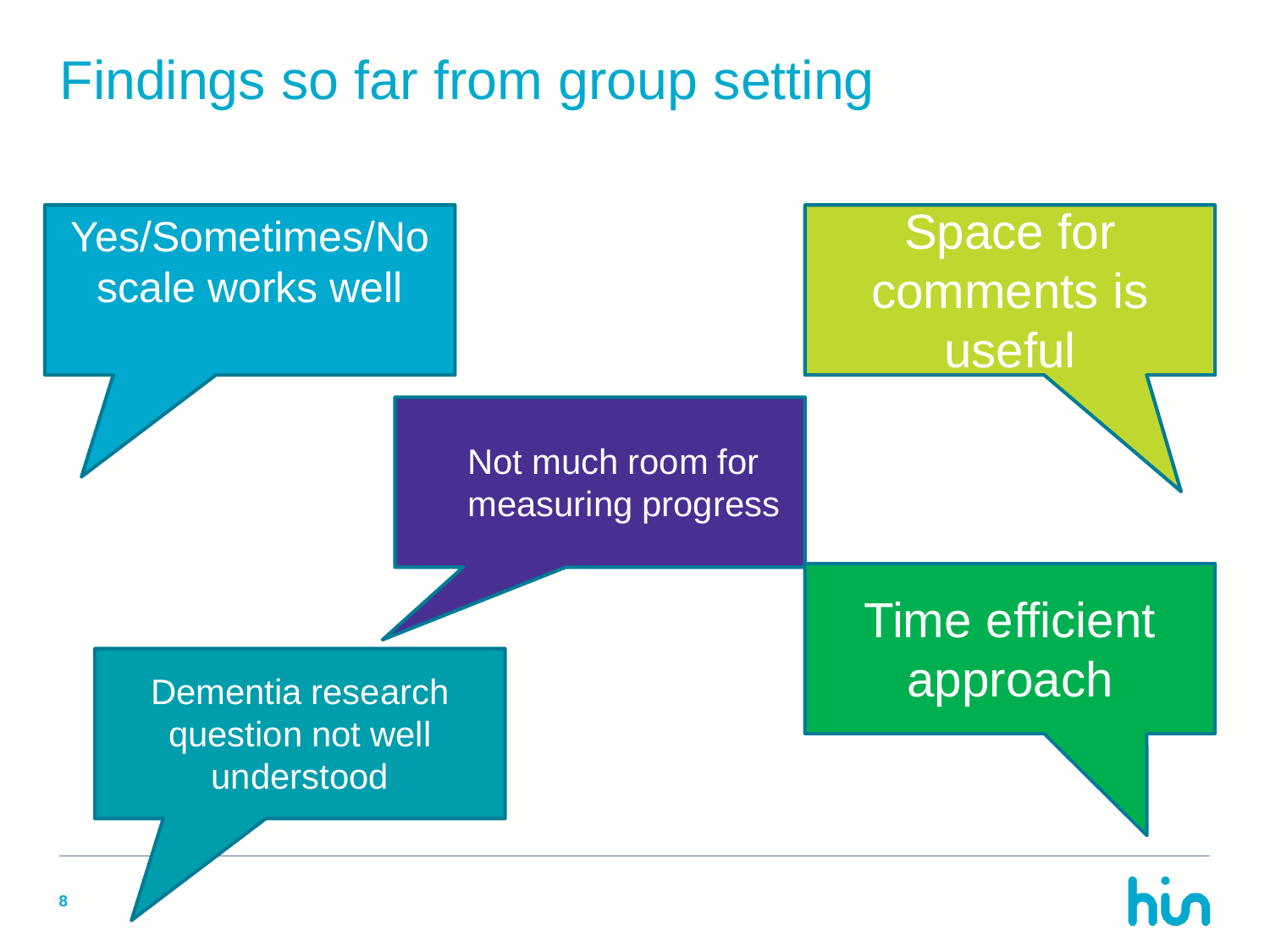# Findings so far from group setting

- Yes/Sometimes/No scale works well
- Space for comments is useful
- Not much room for measuring progress
- Time efficient approach
- Dementia research question not well understood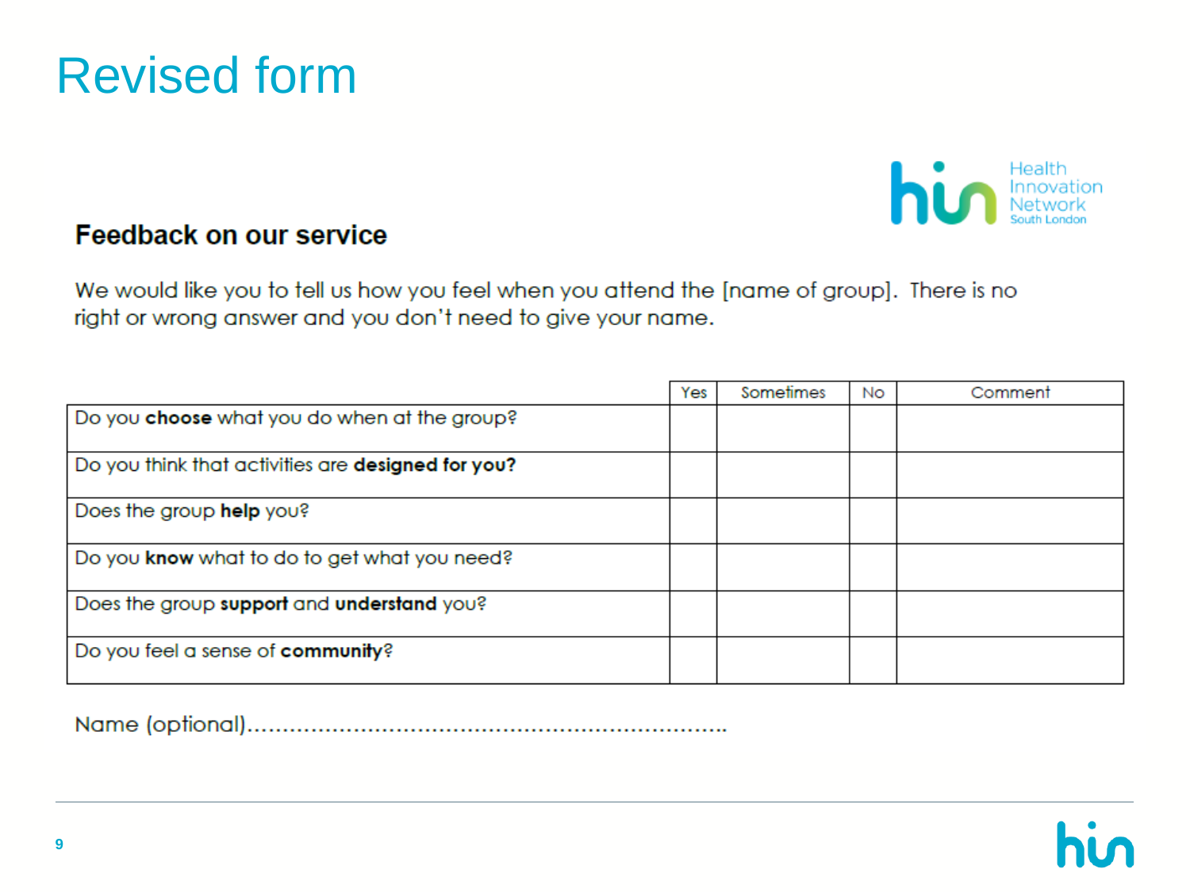# Revised form

## Feedback on our service

We would like you to tell us how you feel when you attend the [name of group]. There is no right or wrong answer and you don't need to give your name.

| | Yes | Sometimes | No | Comment |
|---|---|---|---|---|
| Do you **choose** what you do when at the group? | | | | |
| Do you think that activities are **designed for you?** | | | | |
| Does the group **help** you? | | | | |
| Do you **know** what to do to get what you need? | | | | |
| Does the group **support** and **understand** you? | | | | |
| Do you feel a sense of **community**? | | | | |

Name (optional)……………………………………………………………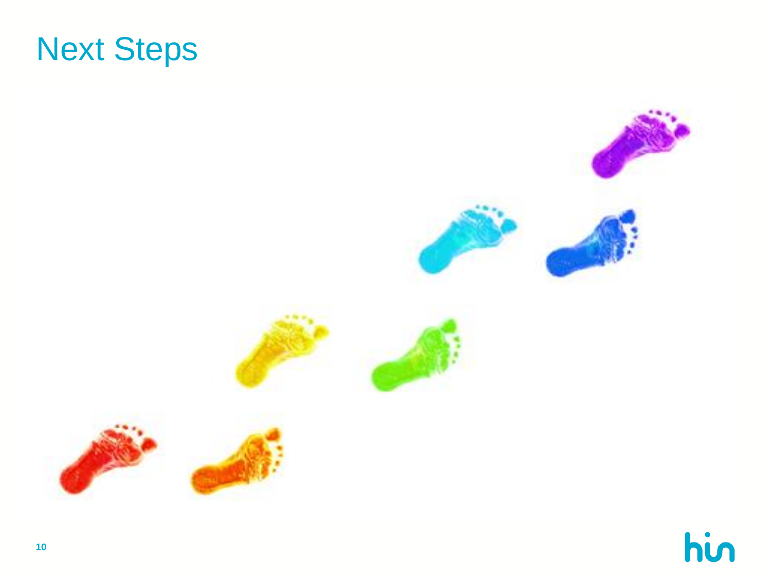# Next Steps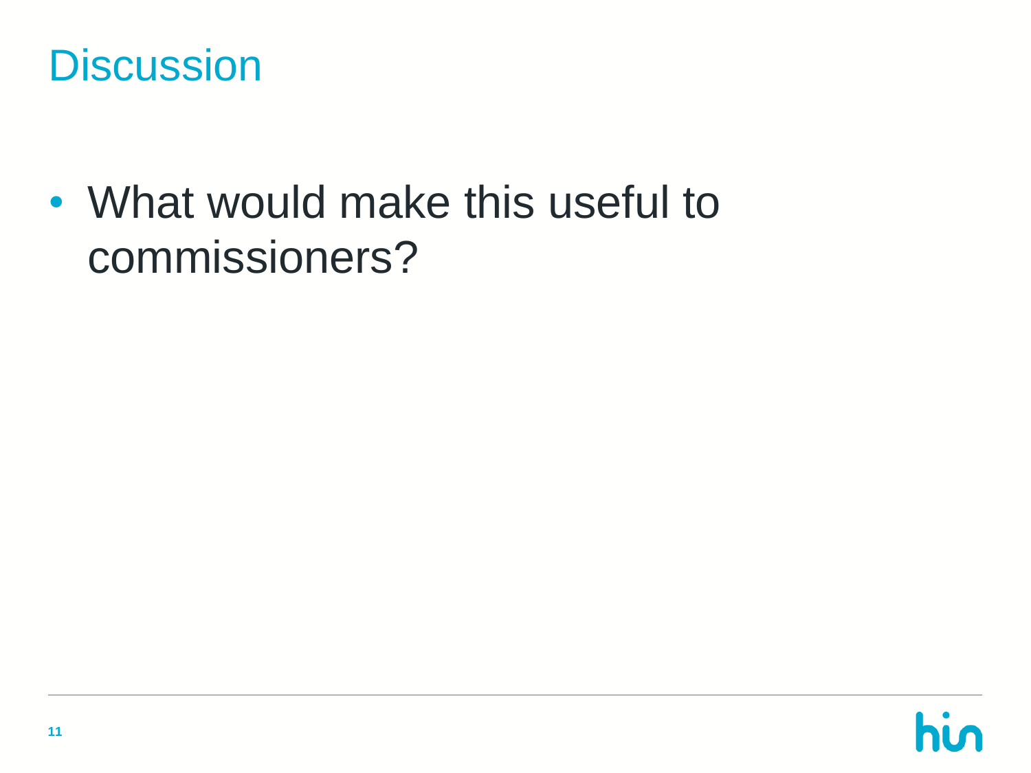# Discussion

- What would make this useful to commissioners?